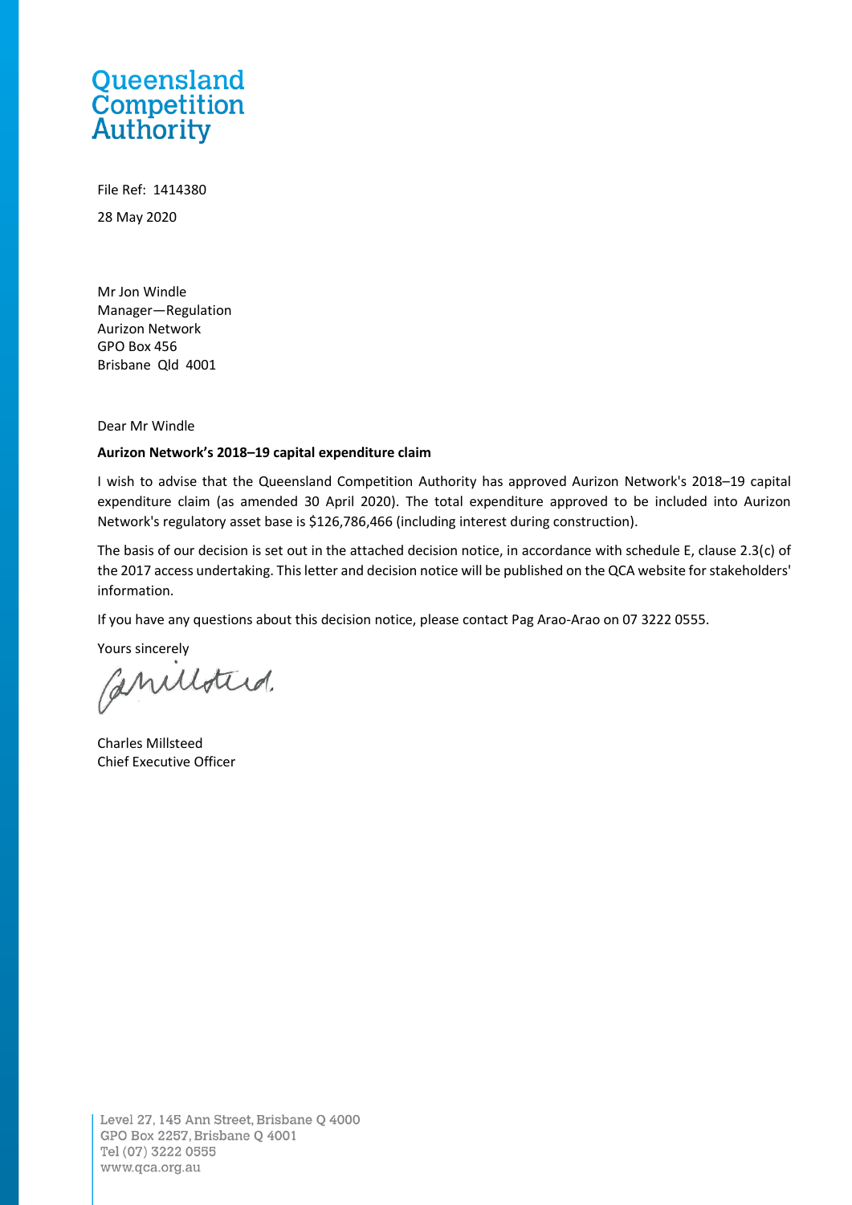Queensland Competition Authority

File Ref: 1414380

28 May 2020

Mr Jon Windle
Manager—Regulation
Aurizon Network
GPO Box 456
Brisbane Qld 4001

Dear Mr Windle

**Aurizon Network's 2018–19 capital expenditure claim**

I wish to advise that the Queensland Competition Authority has approved Aurizon Network's 2018–19 capital expenditure claim (as amended 30 April 2020). The total expenditure approved to be included into Aurizon Network's regulatory asset base is $126,786,466 (including interest during construction).

The basis of our decision is set out in the attached decision notice, in accordance with schedule E, clause 2.3(c) of the 2017 access undertaking. This letter and decision notice will be published on the QCA website for stakeholders' information.

If you have any questions about this decision notice, please contact Pag Arao-Arao on 07 3222 0555.

Yours sincerely

Charles Millsteed
Chief Executive Officer

Level 27, 145 Ann Street, Brisbane Q 4000
GPO Box 2257, Brisbane Q 4001
Tel (07) 3222 0555
www.qca.org.au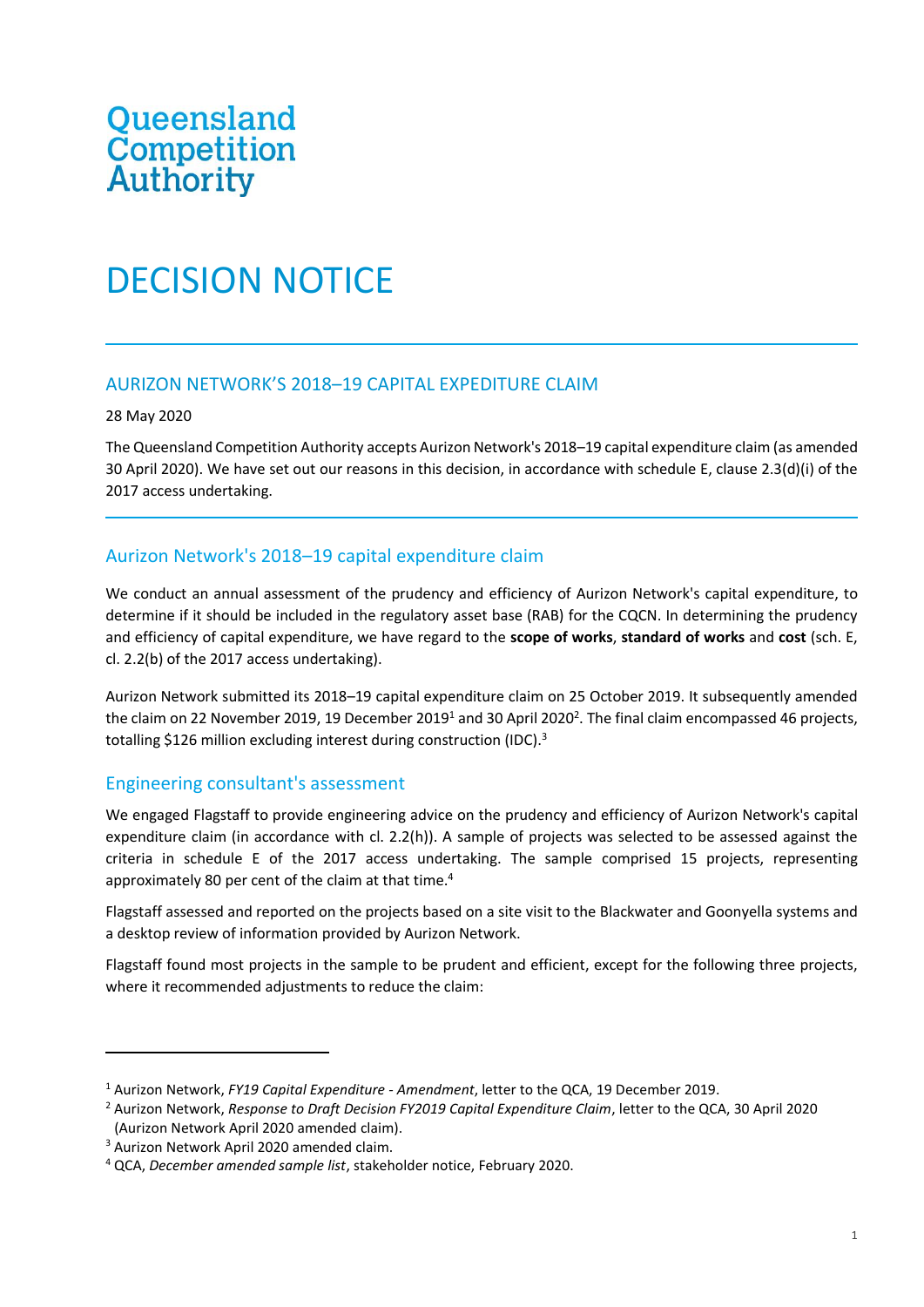Queensland Competition Authority

# DECISION NOTICE

## AURIZON NETWORK'S 2018–19 CAPITAL EXPEDITURE CLAIM

28 May 2020

The Queensland Competition Authority accepts Aurizon Network's 2018–19 capital expenditure claim (as amended 30 April 2020). We have set out our reasons in this decision, in accordance with schedule E, clause 2.3(d)(i) of the 2017 access undertaking.

## Aurizon Network's 2018–19 capital expenditure claim

We conduct an annual assessment of the prudency and efficiency of Aurizon Network's capital expenditure, to determine if it should be included in the regulatory asset base (RAB) for the CQCN. In determining the prudency and efficiency of capital expenditure, we have regard to the **scope of works**, **standard of works** and **cost** (sch. E, cl. 2.2(b) of the 2017 access undertaking).

Aurizon Network submitted its 2018–19 capital expenditure claim on 25 October 2019. It subsequently amended the claim on 22 November 2019, 19 December 2019[1] and 30 April 2020[2]. The final claim encompassed 46 projects, totalling $126 million excluding interest during construction (IDC).[3]

## Engineering consultant's assessment

We engaged Flagstaff to provide engineering advice on the prudency and efficiency of Aurizon Network's capital expenditure claim (in accordance with cl. 2.2(h)). A sample of projects was selected to be assessed against the criteria in schedule E of the 2017 access undertaking. The sample comprised 15 projects, representing approximately 80 per cent of the claim at that time.[4]

Flagstaff assessed and reported on the projects based on a site visit to the Blackwater and Goonyella systems and a desktop review of information provided by Aurizon Network.

Flagstaff found most projects in the sample to be prudent and efficient, except for the following three projects, where it recommended adjustments to reduce the claim:

---

[1] Aurizon Network, *FY19 Capital Expenditure - Amendment*, letter to the QCA, 19 December 2019.

[2] Aurizon Network, *Response to Draft Decision FY2019 Capital Expenditure Claim*, letter to the QCA, 30 April 2020 (Aurizon Network April 2020 amended claim).

[3] Aurizon Network April 2020 amended claim.

[4] QCA, *December amended sample list*, stakeholder notice, February 2020.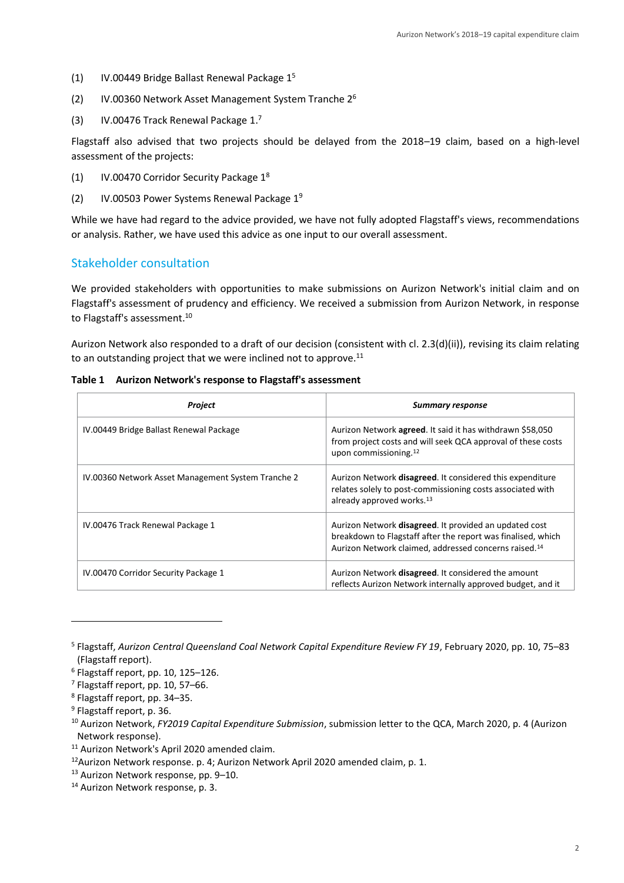(1) IV.00449 Bridge Ballast Renewal Package 1[5]

(2) IV.00360 Network Asset Management System Tranche 2[6]

(3) IV.00476 Track Renewal Package 1.[7]

Flagstaff also advised that two projects should be delayed from the 2018–19 claim, based on a high-level assessment of the projects:

(1) IV.00470 Corridor Security Package 1[8]

(2) IV.00503 Power Systems Renewal Package 1[9]

While we have had regard to the advice provided, we have not fully adopted Flagstaff's views, recommendations or analysis. Rather, we have used this advice as one input to our overall assessment.

## Stakeholder consultation

We provided stakeholders with opportunities to make submissions on Aurizon Network's initial claim and on Flagstaff's assessment of prudency and efficiency. We received a submission from Aurizon Network, in response to Flagstaff's assessment.[10]

Aurizon Network also responded to a draft of our decision (consistent with cl. 2.3(d)(ii)), revising its claim relating to an outstanding project that we were inclined not to approve.[11]

**Table 1 Aurizon Network's response to Flagstaff's assessment**

| ***Project*** | ***Summary response*** |
|---|---|
| IV.00449 Bridge Ballast Renewal Package | Aurizon Network **agreed**. It said it has withdrawn $58,050 from project costs and will seek QCA approval of these costs upon commissioning.[12] |
| IV.00360 Network Asset Management System Tranche 2 | Aurizon Network **disagreed**. It considered this expenditure relates solely to post-commissioning costs associated with already approved works.[13] |
| IV.00476 Track Renewal Package 1 | Aurizon Network **disagreed**. It provided an updated cost breakdown to Flagstaff after the report was finalised, which Aurizon Network claimed, addressed concerns raised.[14] |
| IV.00470 Corridor Security Package 1 | Aurizon Network **disagreed**. It considered the amount reflects Aurizon Network internally approved budget, and it |

[5] Flagstaff, *Aurizon Central Queensland Coal Network Capital Expenditure Review FY 19*, February 2020, pp. 10, 75–83 (Flagstaff report).

[6] Flagstaff report, pp. 10, 125–126.

[7] Flagstaff report, pp. 10, 57–66.

[8] Flagstaff report, pp. 34–35.

[9] Flagstaff report, p. 36.

[10] Aurizon Network, *FY2019 Capital Expenditure Submission*, submission letter to the QCA, March 2020, p. 4 (Aurizon Network response).

[11] Aurizon Network's April 2020 amended claim.

[12] Aurizon Network response. p. 4; Aurizon Network April 2020 amended claim, p. 1.

[13] Aurizon Network response, pp. 9–10.

[14] Aurizon Network response, p. 3.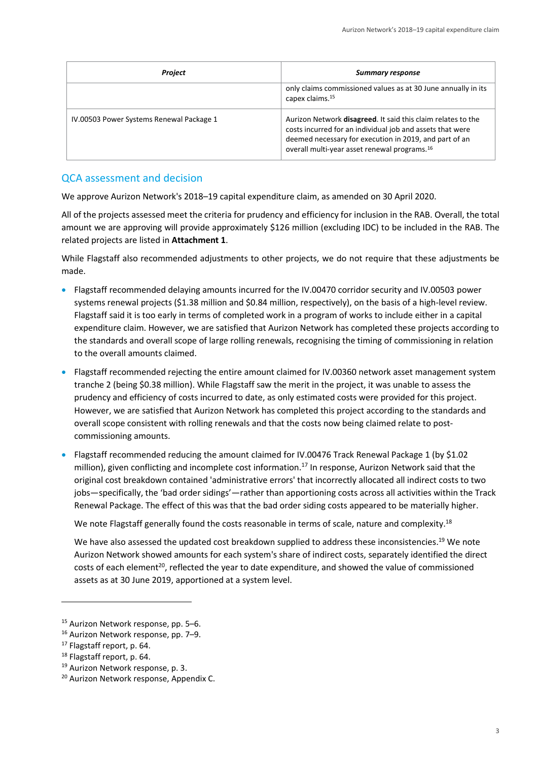| Project | Summary response |
|---|---|
| | only claims commissioned values as at 30 June annually in its capex claims.[15] |
| IV.00503 Power Systems Renewal Package 1 | Aurizon Network **disagreed**. It said this claim relates to the costs incurred for an individual job and assets that were deemed necessary for execution in 2019, and part of an overall multi-year asset renewal programs.[16] |

## QCA assessment and decision

We approve Aurizon Network's 2018–19 capital expenditure claim, as amended on 30 April 2020.

All of the projects assessed meet the criteria for prudency and efficiency for inclusion in the RAB. Overall, the total amount we are approving will provide approximately $126 million (excluding IDC) to be included in the RAB. The related projects are listed in **Attachment 1**.

While Flagstaff also recommended adjustments to other projects, we do not require that these adjustments be made.

- Flagstaff recommended delaying amounts incurred for the IV.00470 corridor security and IV.00503 power systems renewal projects ($1.38 million and $0.84 million, respectively), on the basis of a high-level review. Flagstaff said it is too early in terms of completed work in a program of works to include either in a capital expenditure claim. However, we are satisfied that Aurizon Network has completed these projects according to the standards and overall scope of large rolling renewals, recognising the timing of commissioning in relation to the overall amounts claimed.
- Flagstaff recommended rejecting the entire amount claimed for IV.00360 network asset management system tranche 2 (being $0.38 million). While Flagstaff saw the merit in the project, it was unable to assess the prudency and efficiency of costs incurred to date, as only estimated costs were provided for this project. However, we are satisfied that Aurizon Network has completed this project according to the standards and overall scope consistent with rolling renewals and that the costs now being claimed relate to post-commissioning amounts.
- Flagstaff recommended reducing the amount claimed for IV.00476 Track Renewal Package 1 (by $1.02 million), given conflicting and incomplete cost information.[17] In response, Aurizon Network said that the original cost breakdown contained 'administrative errors' that incorrectly allocated all indirect costs to two jobs—specifically, the 'bad order sidings'—rather than apportioning costs across all activities within the Track Renewal Package. The effect of this was that the bad order siding costs appeared to be materially higher.

  We note Flagstaff generally found the costs reasonable in terms of scale, nature and complexity.[18]

  We have also assessed the updated cost breakdown supplied to address these inconsistencies.[19] We note Aurizon Network showed amounts for each system's share of indirect costs, separately identified the direct costs of each element[20], reflected the year to date expenditure, and showed the value of commissioned assets as at 30 June 2019, apportioned at a system level.

---

[15] Aurizon Network response, pp. 5–6.
[16] Aurizon Network response, pp. 7–9.
[17] Flagstaff report, p. 64.
[18] Flagstaff report, p. 64.
[19] Aurizon Network response, p. 3.
[20] Aurizon Network response, Appendix C.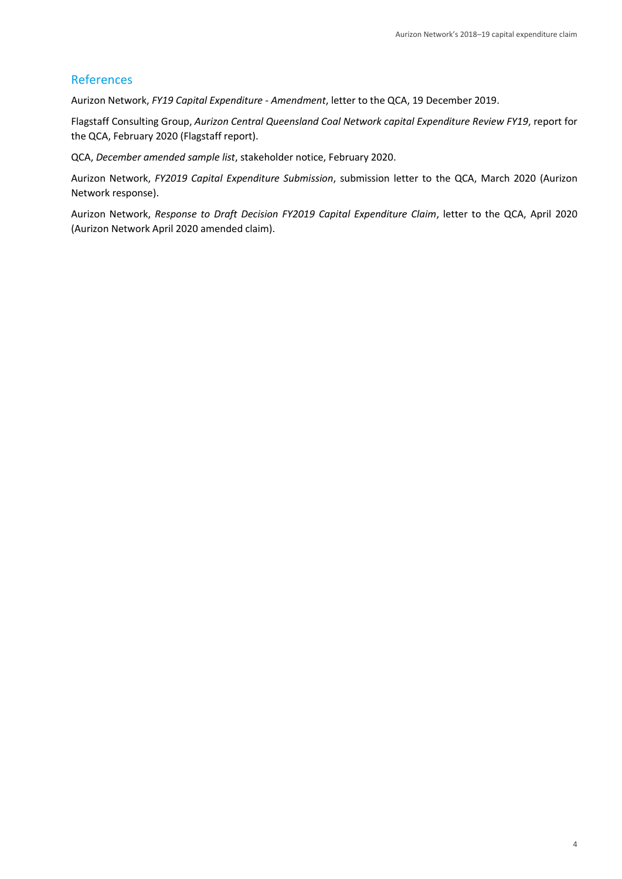## References

Aurizon Network, *FY19 Capital Expenditure - Amendment*, letter to the QCA, 19 December 2019.

Flagstaff Consulting Group, *Aurizon Central Queensland Coal Network capital Expenditure Review FY19*, report for the QCA, February 2020 (Flagstaff report).

QCA, *December amended sample list*, stakeholder notice, February 2020.

Aurizon Network, *FY2019 Capital Expenditure Submission*, submission letter to the QCA, March 2020 (Aurizon Network response).

Aurizon Network, *Response to Draft Decision FY2019 Capital Expenditure Claim*, letter to the QCA, April 2020 (Aurizon Network April 2020 amended claim).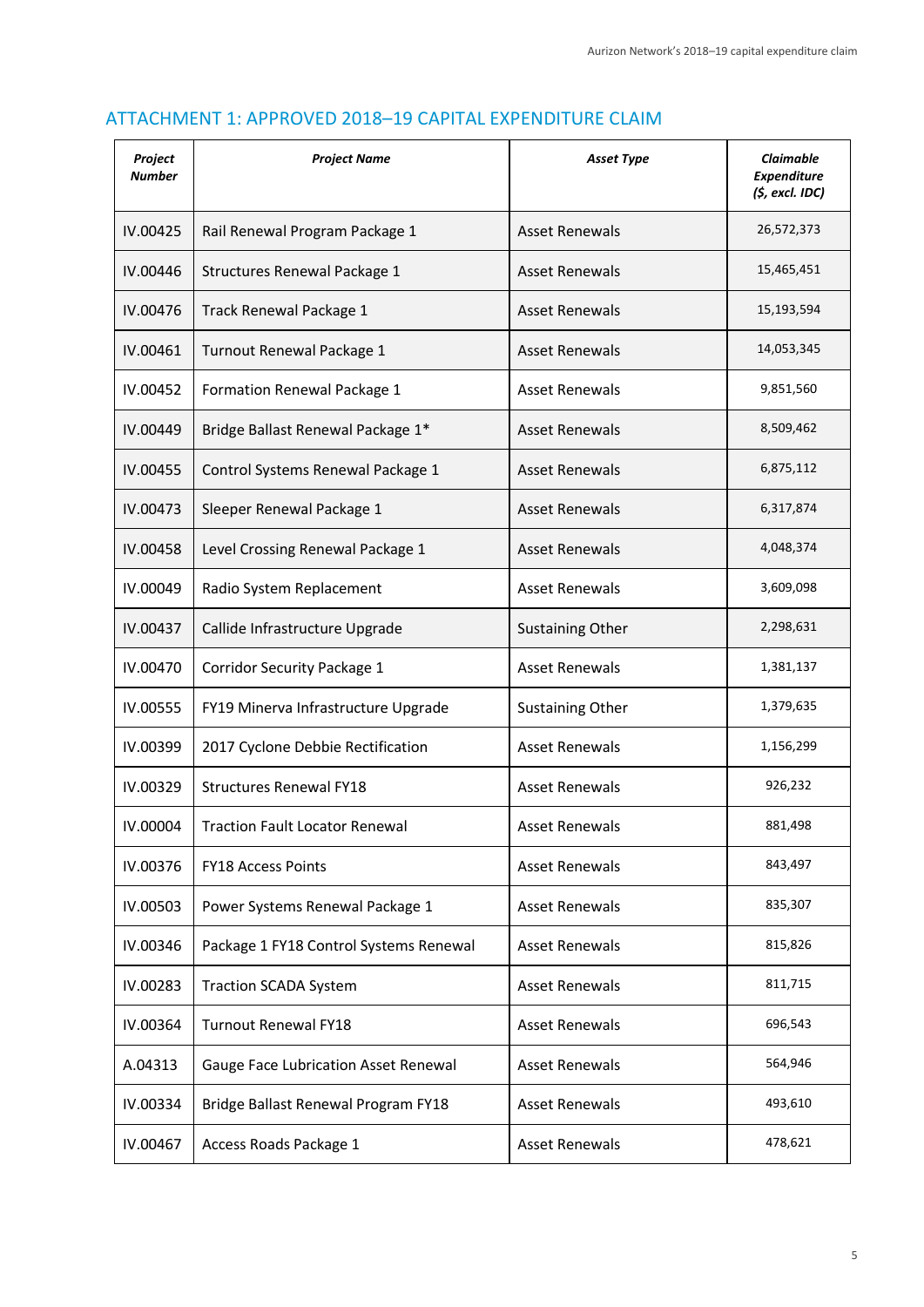## ATTACHMENT 1: APPROVED 2018–19 CAPITAL EXPENDITURE CLAIM

| *Project Number* | *Project Name* | *Asset Type* | *Claimable Expenditure ($, excl. IDC)* |
|---|---|---|---|
| IV.00425 | Rail Renewal Program Package 1 | Asset Renewals | 26,572,373 |
| IV.00446 | Structures Renewal Package 1 | Asset Renewals | 15,465,451 |
| IV.00476 | Track Renewal Package 1 | Asset Renewals | 15,193,594 |
| IV.00461 | Turnout Renewal Package 1 | Asset Renewals | 14,053,345 |
| IV.00452 | Formation Renewal Package 1 | Asset Renewals | 9,851,560 |
| IV.00449 | Bridge Ballast Renewal Package 1* | Asset Renewals | 8,509,462 |
| IV.00455 | Control Systems Renewal Package 1 | Asset Renewals | 6,875,112 |
| IV.00473 | Sleeper Renewal Package 1 | Asset Renewals | 6,317,874 |
| IV.00458 | Level Crossing Renewal Package 1 | Asset Renewals | 4,048,374 |
| IV.00049 | Radio System Replacement | Asset Renewals | 3,609,098 |
| IV.00437 | Callide Infrastructure Upgrade | Sustaining Other | 2,298,631 |
| IV.00470 | Corridor Security Package 1 | Asset Renewals | 1,381,137 |
| IV.00555 | FY19 Minerva Infrastructure Upgrade | Sustaining Other | 1,379,635 |
| IV.00399 | 2017 Cyclone Debbie Rectification | Asset Renewals | 1,156,299 |
| IV.00329 | Structures Renewal FY18 | Asset Renewals | 926,232 |
| IV.00004 | Traction Fault Locator Renewal | Asset Renewals | 881,498 |
| IV.00376 | FY18 Access Points | Asset Renewals | 843,497 |
| IV.00503 | Power Systems Renewal Package 1 | Asset Renewals | 835,307 |
| IV.00346 | Package 1 FY18 Control Systems Renewal | Asset Renewals | 815,826 |
| IV.00283 | Traction SCADA System | Asset Renewals | 811,715 |
| IV.00364 | Turnout Renewal FY18 | Asset Renewals | 696,543 |
| A.04313 | Gauge Face Lubrication Asset Renewal | Asset Renewals | 564,946 |
| IV.00334 | Bridge Ballast Renewal Program FY18 | Asset Renewals | 493,610 |
| IV.00467 | Access Roads Package 1 | Asset Renewals | 478,621 |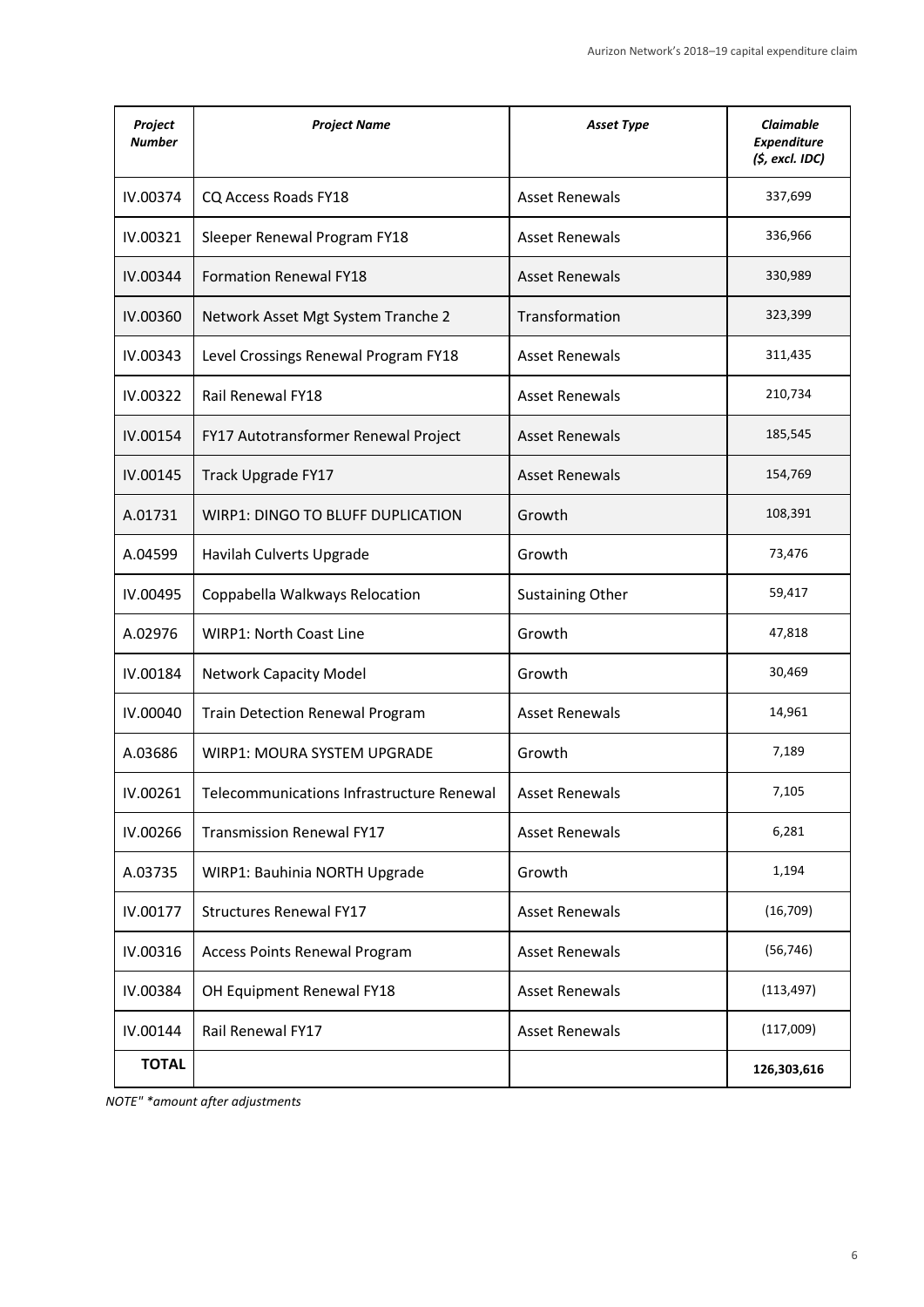| *Project Number* | *Project Name* | *Asset Type* | *Claimable Expenditure ($, excl. IDC)* |
|---|---|---|---|
| IV.00374 | CQ Access Roads FY18 | Asset Renewals | 337,699 |
| IV.00321 | Sleeper Renewal Program FY18 | Asset Renewals | 336,966 |
| IV.00344 | Formation Renewal FY18 | Asset Renewals | 330,989 |
| IV.00360 | Network Asset Mgt System Tranche 2 | Transformation | 323,399 |
| IV.00343 | Level Crossings Renewal Program FY18 | Asset Renewals | 311,435 |
| IV.00322 | Rail Renewal FY18 | Asset Renewals | 210,734 |
| IV.00154 | FY17 Autotransformer Renewal Project | Asset Renewals | 185,545 |
| IV.00145 | Track Upgrade FY17 | Asset Renewals | 154,769 |
| A.01731 | WIRP1: DINGO TO BLUFF DUPLICATION | Growth | 108,391 |
| A.04599 | Havilah Culverts Upgrade | Growth | 73,476 |
| IV.00495 | Coppabella Walkways Relocation | Sustaining Other | 59,417 |
| A.02976 | WIRP1: North Coast Line | Growth | 47,818 |
| IV.00184 | Network Capacity Model | Growth | 30,469 |
| IV.00040 | Train Detection Renewal Program | Asset Renewals | 14,961 |
| A.03686 | WIRP1: MOURA SYSTEM UPGRADE | Growth | 7,189 |
| IV.00261 | Telecommunications Infrastructure Renewal | Asset Renewals | 7,105 |
| IV.00266 | Transmission Renewal FY17 | Asset Renewals | 6,281 |
| A.03735 | WIRP1: Bauhinia NORTH Upgrade | Growth | 1,194 |
| IV.00177 | Structures Renewal FY17 | Asset Renewals | (16,709) |
| IV.00316 | Access Points Renewal Program | Asset Renewals | (56,746) |
| IV.00384 | OH Equipment Renewal FY18 | Asset Renewals | (113,497) |
| IV.00144 | Rail Renewal FY17 | Asset Renewals | (117,009) |
| **TOTAL** | | | **126,303,616** |

*NOTE" *amount after adjustments*